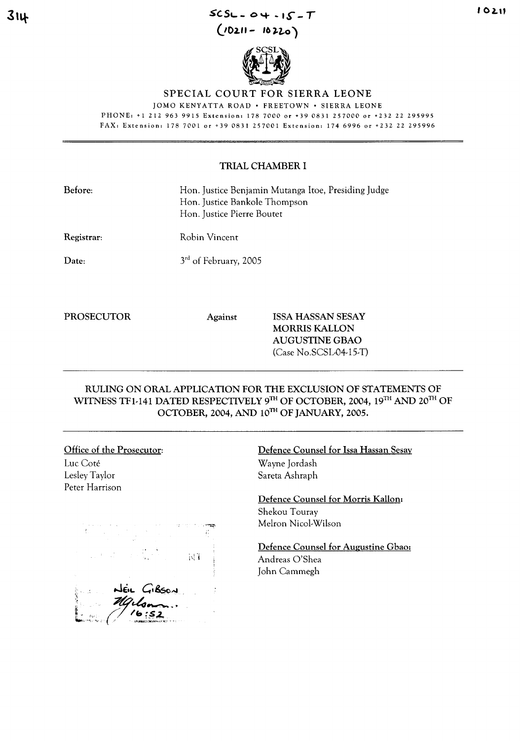SCSL-04-15-T
(10211 - 10220)

# SPECIAL COURT FOR SIERRA LEONE

JOMO KENYATTA ROAD • FREETOWN • SIERRA LEONE

PHONE: +1 212 963 9915 Extension: 178 7000 or +39 0831 257000 or +232 22 295995

FAX: Extension: 178 7001 or +39 0831 257001 Extension: 174 6996 or +232 22 295996

## TRIAL CHAMBER I

**Before:** Hon. Justice Benjamin Mutanga Itoe, Presiding Judge
Hon. Justice Bankole Thompson
Hon. Justice Pierre Boutet

**Registrar:** Robin Vincent

**Date:** 3rd of February, 2005

**PROSECUTOR** Against **ISSA HASSAN SESAY**
**MORRIS KALLON**
**AUGUSTINE GBAO**
(Case No.SCSL-04-15-T)

## RULING ON ORAL APPLICATION FOR THE EXCLUSION OF STATEMENTS OF WITNESS TF1-141 DATED RESPECTIVELY 9TH OF OCTOBER, 2004, 19TH AND 20TH OF OCTOBER, 2004, AND 10TH OF JANUARY, 2005.

**Office of the Prosecutor:**
Luc Coté
Lesley Taylor
Peter Harrison

**Defence Counsel for Issa Hassan Sesay**
Wayne Jordash
Sareta Ashraph

**Defence Counsel for Morris Kallon:**
Shekou Touray
Melron Nicol-Wilson

**Defence Counsel for Augustine Gbao:**
Andreas O'Shea
John Cammegh

NEIL GIBSON
16:52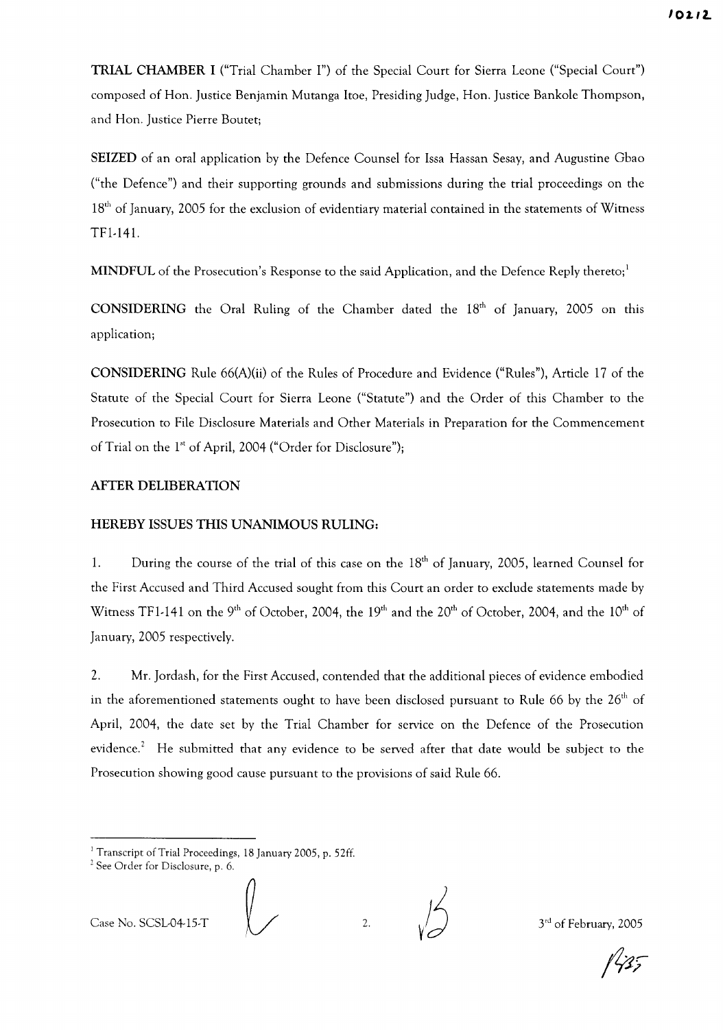**TRIAL CHAMBER I** ("Trial Chamber I") of the Special Court for Sierra Leone ("Special Court") composed of Hon. Justice Benjamin Mutanga Itoe, Presiding Judge, Hon. Justice Bankole Thompson, and Hon. Justice Pierre Boutet;

**SEIZED** of an oral application by the Defence Counsel for Issa Hassan Sesay, and Augustine Gbao ("the Defence") and their supporting grounds and submissions during the trial proceedings on the 18th of January, 2005 for the exclusion of evidentiary material contained in the statements of Witness TF1-141.

**MINDFUL** of the Prosecution's Response to the said Application, and the Defence Reply thereto;[1]

**CONSIDERING** the Oral Ruling of the Chamber dated the 18th of January, 2005 on this application;

**CONSIDERING** Rule 66(A)(ii) of the Rules of Procedure and Evidence ("Rules"), Article 17 of the Statute of the Special Court for Sierra Leone ("Statute") and the Order of this Chamber to the Prosecution to File Disclosure Materials and Other Materials in Preparation for the Commencement of Trial on the 1st of April, 2004 ("Order for Disclosure");

**AFTER DELIBERATION**

**HEREBY ISSUES THIS UNANIMOUS RULING:**

1. During the course of the trial of this case on the 18th of January, 2005, learned Counsel for the First Accused and Third Accused sought from this Court an order to exclude statements made by Witness TF1-141 on the 9th of October, 2004, the 19th and the 20th of October, 2004, and the 10th of January, 2005 respectively.

2. Mr. Jordash, for the First Accused, contended that the additional pieces of evidence embodied in the aforementioned statements ought to have been disclosed pursuant to Rule 66 by the 26th of April, 2004, the date set by the Trial Chamber for service on the Defence of the Prosecution evidence.[2] He submitted that any evidence to be served after that date would be subject to the Prosecution showing good cause pursuant to the provisions of said Rule 66.

---

[1] Transcript of Trial Proceedings, 18 January 2005, p. 52ff.

[2] See Order for Disclosure, p. 6.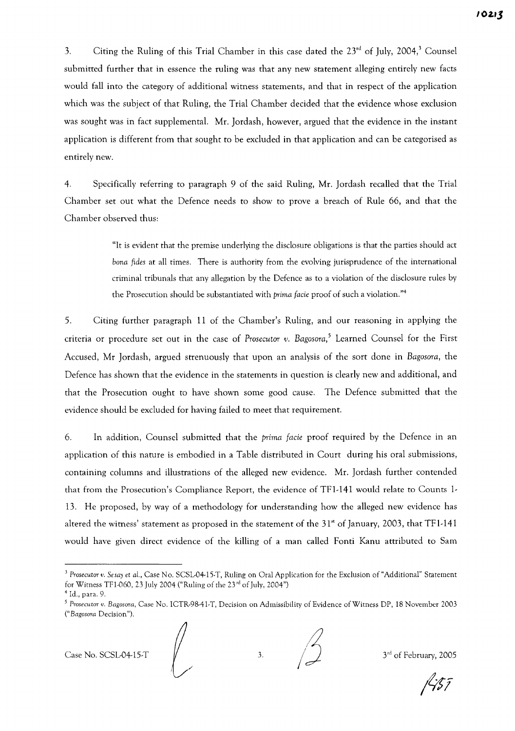3. Citing the Ruling of this Trial Chamber in this case dated the 23rd of July, 2004,[3] Counsel submitted further that in essence the ruling was that any new statement alleging entirely new facts would fall into the category of additional witness statements, and that in respect of the application which was the subject of that Ruling, the Trial Chamber decided that the evidence whose exclusion was sought was in fact supplemental. Mr. Jordash, however, argued that the evidence in the instant application is different from that sought to be excluded in that application and can be categorised as entirely new.

4. Specifically referring to paragraph 9 of the said Ruling, Mr. Jordash recalled that the Trial Chamber set out what the Defence needs to show to prove a breach of Rule 66, and that the Chamber observed thus:

> "It is evident that the premise underlying the disclosure obligations is that the parties should act *bona fides* at all times. There is authority from the evolving jurisprudence of the international criminal tribunals that any allegation by the Defence as to a violation of the disclosure rules by the Prosecution should be substantiated with *prima facie* proof of such a violation."[4]

5. Citing further paragraph 11 of the Chamber's Ruling, and our reasoning in applying the criteria or procedure set out in the case of *Prosecutor v. Bagosora*,[5] Learned Counsel for the First Accused, Mr Jordash, argued strenuously that upon an analysis of the sort done in *Bagosora*, the Defence has shown that the evidence in the statements in question is clearly new and additional, and that the Prosecution ought to have shown some good cause. The Defence submitted that the evidence should be excluded for having failed to meet that requirement.

6. In addition, Counsel submitted that the *prima facie* proof required by the Defence in an application of this nature is embodied in a Table distributed in Court during his oral submissions, containing columns and illustrations of the alleged new evidence. Mr. Jordash further contended that from the Prosecution's Compliance Report, the evidence of TF1-141 would relate to Counts 1-13. He proposed, by way of a methodology for understanding how the alleged new evidence has altered the witness' statement as proposed in the statement of the 31st of January, 2003, that TF1-141 would have given direct evidence of the killing of a man called Fonti Kanu attributed to Sam

---

[3] *Prosecutor v. Sesay et al.*, Case No. SCSL-04-15-T, Ruling on Oral Application for the Exclusion of "Additional" Statement for Witness TF1-060, 23 July 2004 ("Ruling of the 23rd of July, 2004")

[4] Id., para. 9.

[5] *Prosecutor v. Bagosora*, Case No. ICTR-98-41-T, Decision on Admissibility of Evidence of Witness DP, 18 November 2003 ("*Bagosora* Decision").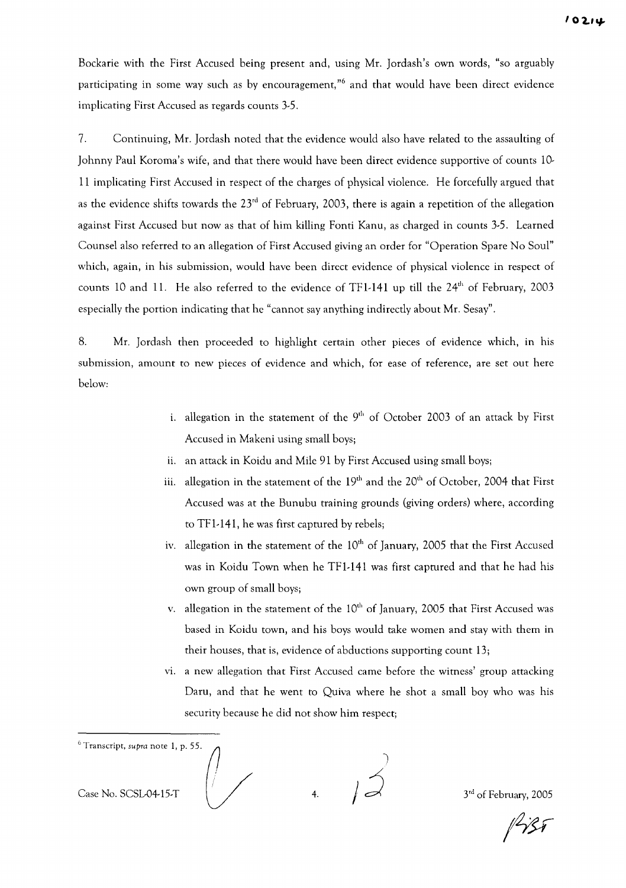Bockarie with the First Accused being present and, using Mr. Jordash's own words, "so arguably participating in some way such as by encouragement,"[6] and that would have been direct evidence implicating First Accused as regards counts 3-5.

7. Continuing, Mr. Jordash noted that the evidence would also have related to the assaulting of Johnny Paul Koroma's wife, and that there would have been direct evidence supportive of counts 10-11 implicating First Accused in respect of the charges of physical violence. He forcefully argued that as the evidence shifts towards the 23rd of February, 2003, there is again a repetition of the allegation against First Accused but now as that of him killing Fonti Kanu, as charged in counts 3-5. Learned Counsel also referred to an allegation of First Accused giving an order for "Operation Spare No Soul" which, again, in his submission, would have been direct evidence of physical violence in respect of counts 10 and 11. He also referred to the evidence of TF1-141 up till the 24th of February, 2003 especially the portion indicating that he "cannot say anything indirectly about Mr. Sesay".

8. Mr. Jordash then proceeded to highlight certain other pieces of evidence which, in his submission, amount to new pieces of evidence and which, for ease of reference, are set out here below:

i. allegation in the statement of the 9th of October 2003 of an attack by First Accused in Makeni using small boys;

ii. an attack in Koidu and Mile 91 by First Accused using small boys;

iii. allegation in the statement of the 19th and the 20th of October, 2004 that First Accused was at the Bunubu training grounds (giving orders) where, according to TF1-141, he was first captured by rebels;

iv. allegation in the statement of the 10th of January, 2005 that the First Accused was in Koidu Town when he TF1-141 was first captured and that he had his own group of small boys;

v. allegation in the statement of the 10th of January, 2005 that First Accused was based in Koidu town, and his boys would take women and stay with them in their houses, that is, evidence of abductions supporting count 13;

vi. a new allegation that First Accused came before the witness' group attacking Daru, and that he went to Quiva where he shot a small boy who was his security because he did not show him respect;

[6] Transcript, *supra* note 1, p. 55.

Case No. SCSL-04-15-T

3rd of February, 2005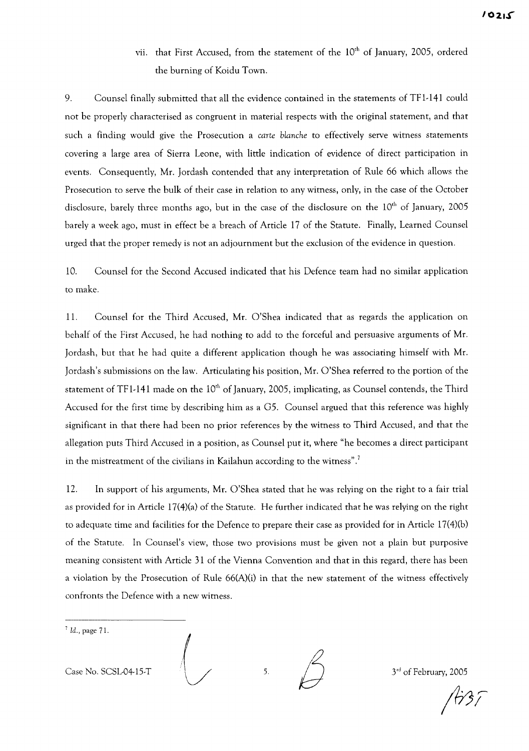vii. that First Accused, from the statement of the 10th of January, 2005, ordered the burning of Koidu Town.

9. Counsel finally submitted that all the evidence contained in the statements of TF1-141 could not be properly characterised as congruent in material respects with the original statement, and that such a finding would give the Prosecution a *carte blanche* to effectively serve witness statements covering a large area of Sierra Leone, with little indication of evidence of direct participation in events. Consequently, Mr. Jordash contended that any interpretation of Rule 66 which allows the Prosecution to serve the bulk of their case in relation to any witness, only, in the case of the October disclosure, barely three months ago, but in the case of the disclosure on the 10th of January, 2005 barely a week ago, must in effect be a breach of Article 17 of the Statute. Finally, Learned Counsel urged that the proper remedy is not an adjournment but the exclusion of the evidence in question.

10. Counsel for the Second Accused indicated that his Defence team had no similar application to make.

11. Counsel for the Third Accused, Mr. O'Shea indicated that as regards the application on behalf of the First Accused, he had nothing to add to the forceful and persuasive arguments of Mr. Jordash, but that he had quite a different application though he was associating himself with Mr. Jordash's submissions on the law. Articulating his position, Mr. O'Shea referred to the portion of the statement of TF1-141 made on the 10th of January, 2005, implicating, as Counsel contends, the Third Accused for the first time by describing him as a G5. Counsel argued that this reference was highly significant in that there had been no prior references by the witness to Third Accused, and that the allegation puts Third Accused in a position, as Counsel put it, where "he becomes a direct participant in the mistreatment of the civilians in Kailahun according to the witness".[7]

12. In support of his arguments, Mr. O'Shea stated that he was relying on the right to a fair trial as provided for in Article 17(4)(a) of the Statute. He further indicated that he was relying on the right to adequate time and facilities for the Defence to prepare their case as provided for in Article 17(4)(b) of the Statute. In Counsel's view, those two provisions must be given not a plain but purposive meaning consistent with Article 31 of the Vienna Convention and that in this regard, there has been a violation by the Prosecution of Rule 66(A)(i) in that the new statement of the witness effectively confronts the Defence with a new witness.

---

[7] *Id.*, page 71.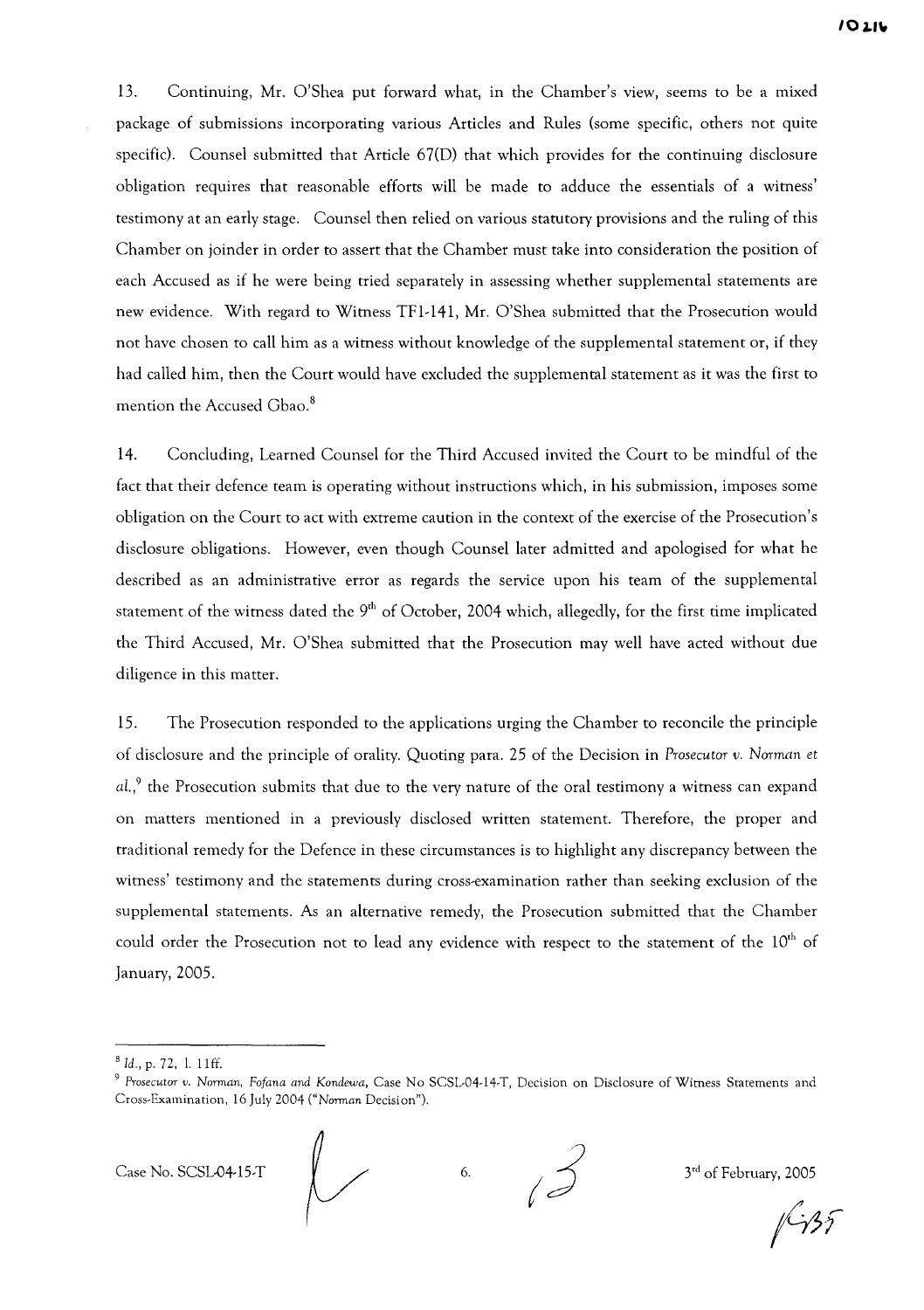13. Continuing, Mr. O'Shea put forward what, in the Chamber's view, seems to be a mixed package of submissions incorporating various Articles and Rules (some specific, others not quite specific). Counsel submitted that Article 67(D) that which provides for the continuing disclosure obligation requires that reasonable efforts will be made to adduce the essentials of a witness' testimony at an early stage. Counsel then relied on various statutory provisions and the ruling of this Chamber on joinder in order to assert that the Chamber must take into consideration the position of each Accused as if he were being tried separately in assessing whether supplemental statements are new evidence. With regard to Witness TF1-141, Mr. O'Shea submitted that the Prosecution would not have chosen to call him as a witness without knowledge of the supplemental statement or, if they had called him, then the Court would have excluded the supplemental statement as it was the first to mention the Accused Gbao.[8]

14. Concluding, Learned Counsel for the Third Accused invited the Court to be mindful of the fact that their defence team is operating without instructions which, in his submission, imposes some obligation on the Court to act with extreme caution in the context of the exercise of the Prosecution's disclosure obligations. However, even though Counsel later admitted and apologised for what he described as an administrative error as regards the service upon his team of the supplemental statement of the witness dated the 9th of October, 2004 which, allegedly, for the first time implicated the Third Accused, Mr. O'Shea submitted that the Prosecution may well have acted without due diligence in this matter.

15. The Prosecution responded to the applications urging the Chamber to reconcile the principle of disclosure and the principle of orality. Quoting para. 25 of the Decision in *Prosecutor v. Norman et al.*,[9] the Prosecution submits that due to the very nature of the oral testimony a witness can expand on matters mentioned in a previously disclosed written statement. Therefore, the proper and traditional remedy for the Defence in these circumstances is to highlight any discrepancy between the witness' testimony and the statements during cross-examination rather than seeking exclusion of the supplemental statements. As an alternative remedy, the Prosecution submitted that the Chamber could order the Prosecution not to lead any evidence with respect to the statement of the 10th of January, 2005.

---

[8] *Id.*, p. 72, l. 11ff.

[9] *Prosecutor v. Norman, Fofana and Kondewa*, Case No SCSL-04-14-T, Decision on Disclosure of Witness Statements and Cross-Examination, 16 July 2004 ("*Norman* Decision").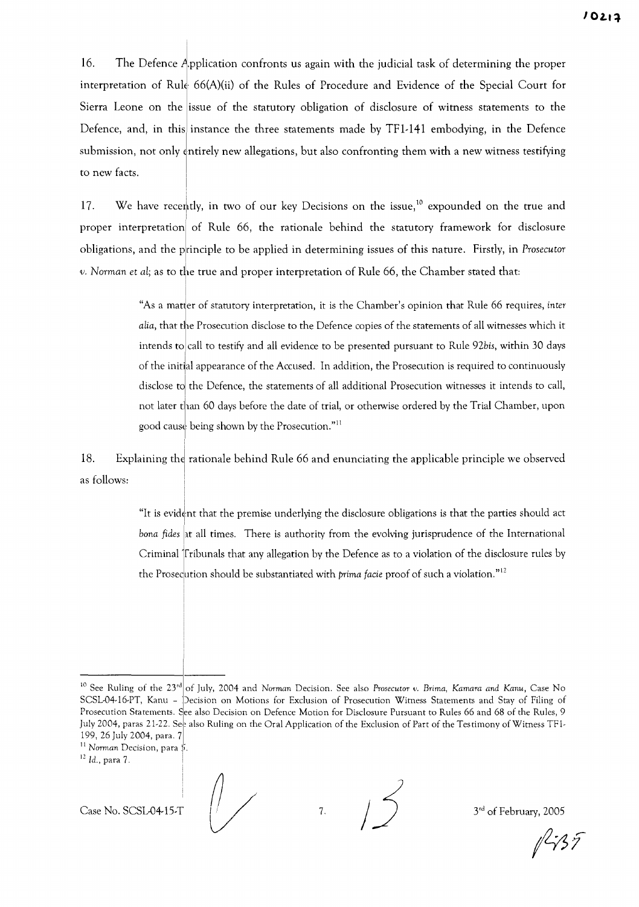16. The Defence Application confronts us again with the judicial task of determining the proper interpretation of Rule 66(A)(ii) of the Rules of Procedure and Evidence of the Special Court for Sierra Leone on the issue of the statutory obligation of disclosure of witness statements to the Defence, and, in this instance the three statements made by TF1-141 embodying, in the Defence submission, not only entirely new allegations, but also confronting them with a new witness testifying to new facts.

17. We have recently, in two of our key Decisions on the issue,[10] expounded on the true and proper interpretation of Rule 66, the rationale behind the statutory framework for disclosure obligations, and the principle to be applied in determining issues of this nature. Firstly, in *Prosecutor v. Norman et al*; as to the true and proper interpretation of Rule 66, the Chamber stated that:

> "As a matter of statutory interpretation, it is the Chamber's opinion that Rule 66 requires, *inter alia*, that the Prosecution disclose to the Defence copies of the statements of all witnesses which it intends to call to testify and all evidence to be presented pursuant to Rule 92*bis*, within 30 days of the initial appearance of the Accused. In addition, the Prosecution is required to continuously disclose to the Defence, the statements of all additional Prosecution witnesses it intends to call, not later than 60 days before the date of trial, or otherwise ordered by the Trial Chamber, upon good cause being shown by the Prosecution."[11]

18. Explaining the rationale behind Rule 66 and enunciating the applicable principle we observed as follows:

> "It is evident that the premise underlying the disclosure obligations is that the parties should act *bona fides* at all times. There is authority from the evolving jurisprudence of the International Criminal Tribunals that any allegation by the Defence as to a violation of the disclosure rules by the Prosecution should be substantiated with *prima facie* proof of such a violation."[12]

---

[10] See Ruling of the 23rd of July, 2004 and *Norman* Decision. See also *Prosecutor v. Brima, Kamara and Kanu*, Case No SCSL-04-16-PT, Kanu – Decision on Motions for Exclusion of Prosecution Witness Statements and Stay of Filing of Prosecution Statements. See also Decision on Defence Motion for Disclosure Pursuant to Rules 66 and 68 of the Rules, 9 July 2004, paras 21-22. See also Ruling on the Oral Application of the Exclusion of Part of the Testimony of Witness TF1-199, 26 July 2004, para. 7

[11] *Norman* Decision, para 5.

[12] *Id.*, para 7.

Case No. SCSL-04-15-T — 3rd of February, 2005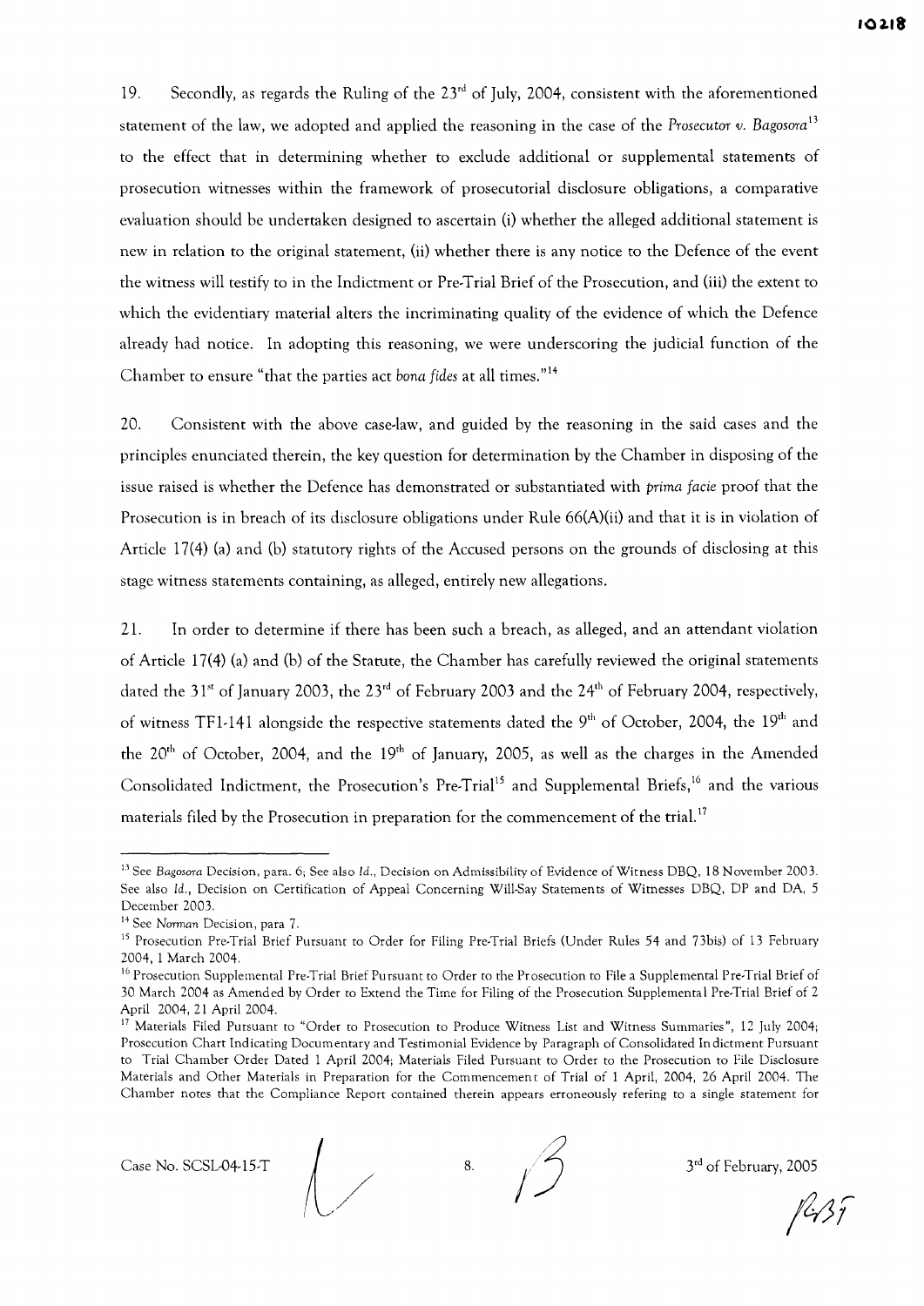19. Secondly, as regards the Ruling of the 23rd of July, 2004, consistent with the aforementioned statement of the law, we adopted and applied the reasoning in the case of the *Prosecutor v. Bagosora*[13] to the effect that in determining whether to exclude additional or supplemental statements of prosecution witnesses within the framework of prosecutorial disclosure obligations, a comparative evaluation should be undertaken designed to ascertain (i) whether the alleged additional statement is new in relation to the original statement, (ii) whether there is any notice to the Defence of the event the witness will testify to in the Indictment or Pre-Trial Brief of the Prosecution, and (iii) the extent to which the evidentiary material alters the incriminating quality of the evidence of which the Defence already had notice. In adopting this reasoning, we were underscoring the judicial function of the Chamber to ensure "that the parties act *bona fides* at all times."[14]

20. Consistent with the above case-law, and guided by the reasoning in the said cases and the principles enunciated therein, the key question for determination by the Chamber in disposing of the issue raised is whether the Defence has demonstrated or substantiated with *prima facie* proof that the Prosecution is in breach of its disclosure obligations under Rule 66(A)(ii) and that it is in violation of Article 17(4) (a) and (b) statutory rights of the Accused persons on the grounds of disclosing at this stage witness statements containing, as alleged, entirely new allegations.

21. In order to determine if there has been such a breach, as alleged, and an attendant violation of Article 17(4) (a) and (b) of the Statute, the Chamber has carefully reviewed the original statements dated the 31st of January 2003, the 23rd of February 2003 and the 24th of February 2004, respectively, of witness TF1-141 alongside the respective statements dated the 9th of October, 2004, the 19th and the 20th of October, 2004, and the 19th of January, 2005, as well as the charges in the Amended Consolidated Indictment, the Prosecution's Pre-Trial[15] and Supplemental Briefs,[16] and the various materials filed by the Prosecution in preparation for the commencement of the trial.[17]

---

[13] See *Bagosora* Decision, para. 6; See also *Id.*, Decision on Admissibility of Evidence of Witness DBQ, 18 November 2003. See also *Id.*, Decision on Certification of Appeal Concerning Will-Say Statements of Witnesses DBQ, DP and DA, 5 December 2003.

[14] See *Norman* Decision, para 7.

[15] Prosecution Pre-Trial Brief Pursuant to Order for Filing Pre-Trial Briefs (Under Rules 54 and 73bis) of 13 February 2004, 1 March 2004.

[16] Prosecution Supplemental Pre-Trial Brief Pursuant to Order to the Prosecution to File a Supplemental Pre-Trial Brief of 30 March 2004 as Amended by Order to Extend the Time for Filing of the Prosecution Supplemental Pre-Trial Brief of 2 April 2004, 21 April 2004.

[17] Materials Filed Pursuant to "Order to Prosecution to Produce Witness List and Witness Summaries", 12 July 2004; Prosecution Chart Indicating Documentary and Testimonial Evidence by Paragraph of Consolidated Indictment Pursuant to Trial Chamber Order Dated 1 April 2004; Materials Filed Pursuant to Order to the Prosecution to File Disclosure Materials and Other Materials in Preparation for the Commencement of Trial of 1 April, 2004, 26 April 2004. The Chamber notes that the Compliance Report contained therein appears erroneously refering to a single statement for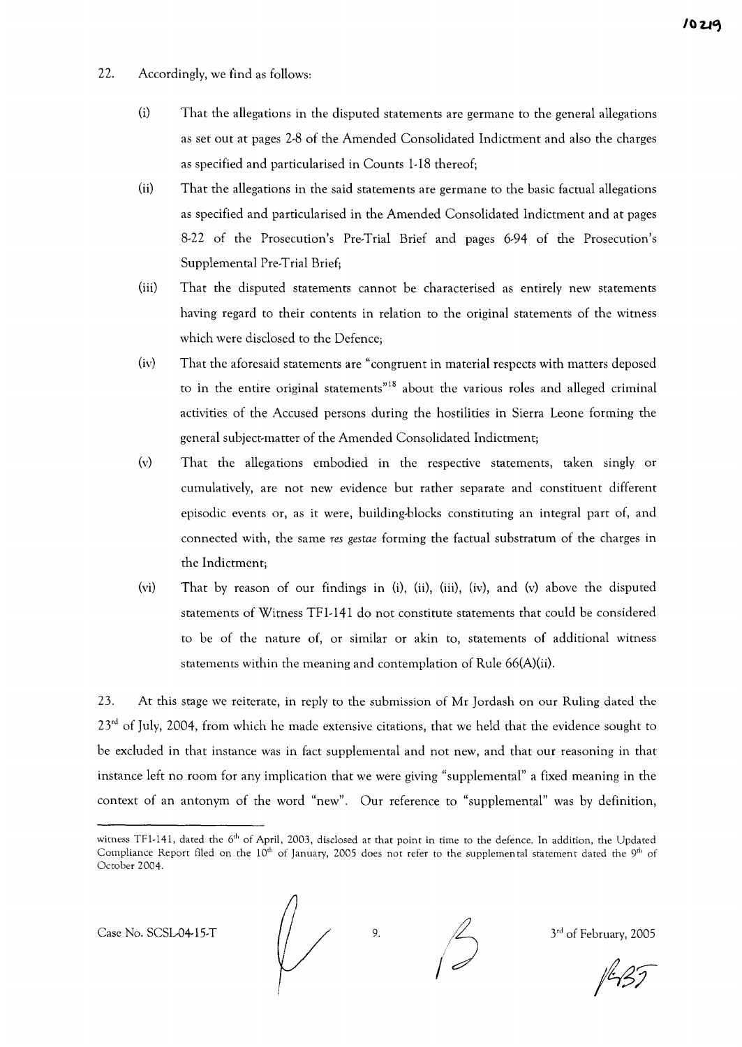22. Accordingly, we find as follows:

(i) That the allegations in the disputed statements are germane to the general allegations as set out at pages 2-8 of the Amended Consolidated Indictment and also the charges as specified and particularised in Counts 1-18 thereof;

(ii) That the allegations in the said statements are germane to the basic factual allegations as specified and particularised in the Amended Consolidated Indictment and at pages 8-22 of the Prosecution's Pre-Trial Brief and pages 6-94 of the Prosecution's Supplemental Pre-Trial Brief;

(iii) That the disputed statements cannot be characterised as entirely new statements having regard to their contents in relation to the original statements of the witness which were disclosed to the Defence;

(iv) That the aforesaid statements are "congruent in material respects with matters deposed to in the entire original statements"[18] about the various roles and alleged criminal activities of the Accused persons during the hostilities in Sierra Leone forming the general subject-matter of the Amended Consolidated Indictment;

(v) That the allegations embodied in the respective statements, taken singly or cumulatively, are not new evidence but rather separate and constituent different episodic events or, as it were, building-blocks constituting an integral part of, and connected with, the same *res gestae* forming the factual substratum of the charges in the Indictment;

(vi) That by reason of our findings in (i), (ii), (iii), (iv), and (v) above the disputed statements of Witness TF1-141 do not constitute statements that could be considered to be of the nature of, or similar or akin to, statements of additional witness statements within the meaning and contemplation of Rule 66(A)(ii).

23. At this stage we reiterate, in reply to the submission of Mr Jordash on our Ruling dated the 23rd of July, 2004, from which he made extensive citations, that we held that the evidence sought to be excluded in that instance was in fact supplemental and not new, and that our reasoning in that instance left no room for any implication that we were giving "supplemental" a fixed meaning in the context of an antonym of the word "new". Our reference to "supplemental" was by definition,

---

witness TF1-141, dated the 6th of April, 2003, disclosed at that point in time to the defence. In addition, the Updated Compliance Report filed on the 10th of January, 2005 does not refer to the supplemental statement dated the 9th of October 2004.

Case No. SCSL-04-15-T 3rd of February, 2005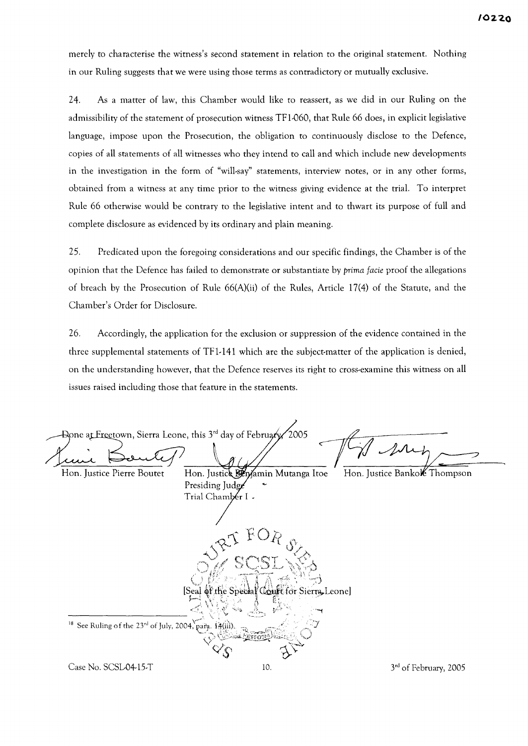merely to characterise the witness's second statement in relation to the original statement. Nothing in our Ruling suggests that we were using those terms as contradictory or mutually exclusive.

24. As a matter of law, this Chamber would like to reassert, as we did in our Ruling on the admissibility of the statement of prosecution witness TF1-060, that Rule 66 does, in explicit legislative language, impose upon the Prosecution, the obligation to continuously disclose to the Defence, copies of all statements of all witnesses who they intend to call and which include new developments in the investigation in the form of "will-say" statements, interview notes, or in any other forms, obtained from a witness at any time prior to the witness giving evidence at the trial. To interpret Rule 66 otherwise would be contrary to the legislative intent and to thwart its purpose of full and complete disclosure as evidenced by its ordinary and plain meaning.

25. Predicated upon the foregoing considerations and our specific findings, the Chamber is of the opinion that the Defence has failed to demonstrate or substantiate by *prima facie* proof the allegations of breach by the Prosecution of Rule 66(A)(ii) of the Rules, Article 17(4) of the Statute, and the Chamber's Order for Disclosure.

26. Accordingly, the application for the exclusion or suppression of the evidence contained in the three supplemental statements of TF1-141 which are the subject-matter of the application is denied, on the understanding however, that the Defence reserves its right to cross-examine this witness on all issues raised including those that feature in the statements.

Done at Freetown, Sierra Leone, this 3rd day of February 2005

| | | |
|---|---|---|
| Hon. Justice Pierre Boutet | Hon. Justice Benjamin Mutanga Itoe<br>Presiding Judge<br>Trial Chamber I | Hon. Justice Bankole Thompson |

[Seal of the Special Court for Sierra Leone]

[18] See Ruling of the 23rd of July, 2004, para. 14(iii).